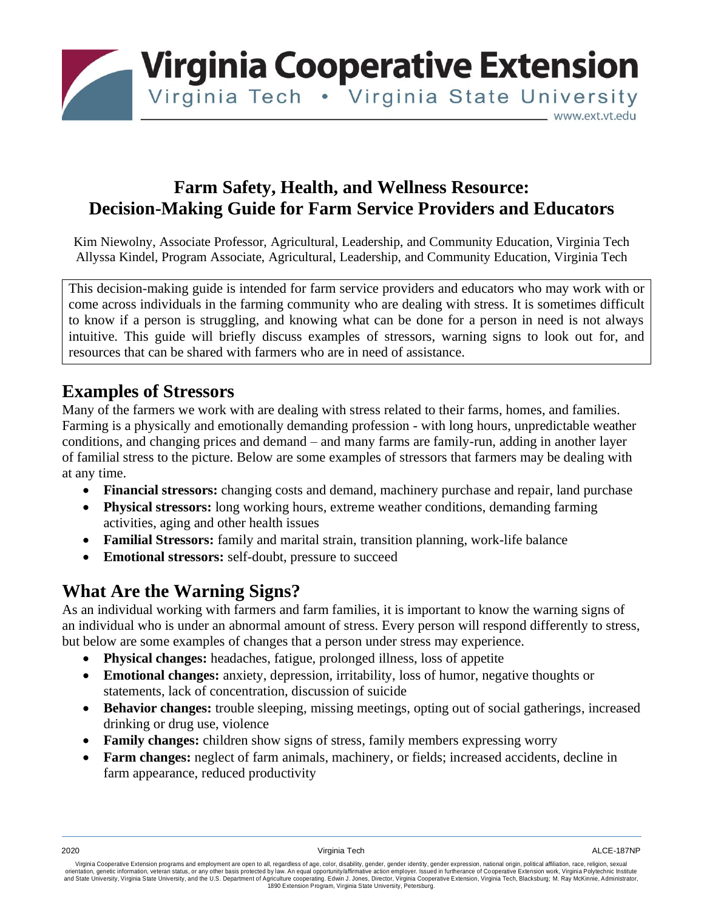# Farm Safety, Health, and Wellness Resource: Decision-Making Guide for Farm Service Providers and Educators

Kim Niewolny, Associate Professor, Agricultural, Leadership, and Community Education, Virginia Tech
Allyssa Kindel, Program Associate, Agricultural, Leadership, and Community Education, Virginia Tech

This decision-making guide is intended for farm service providers and educators who may work with or come across individuals in the farming community who are dealing with stress. It is sometimes difficult to know if a person is struggling, and knowing what can be done for a person in need is not always intuitive. This guide will briefly discuss examples of stressors, warning signs to look out for, and resources that can be shared with farmers who are in need of assistance.

## Examples of Stressors

Many of the farmers we work with are dealing with stress related to their farms, homes, and families. Farming is a physically and emotionally demanding profession - with long hours, unpredictable weather conditions, and changing prices and demand – and many farms are family-run, adding in another layer of familial stress to the picture. Below are some examples of stressors that farmers may be dealing with at any time.

- **Financial stressors:** changing costs and demand, machinery purchase and repair, land purchase
- **Physical stressors:** long working hours, extreme weather conditions, demanding farming activities, aging and other health issues
- **Familial Stressors:** family and marital strain, transition planning, work-life balance
- **Emotional stressors:** self-doubt, pressure to succeed

## What Are the Warning Signs?

As an individual working with farmers and farm families, it is important to know the warning signs of an individual who is under an abnormal amount of stress. Every person will respond differently to stress, but below are some examples of changes that a person under stress may experience.

- **Physical changes:** headaches, fatigue, prolonged illness, loss of appetite
- **Emotional changes:** anxiety, depression, irritability, loss of humor, negative thoughts or statements, lack of concentration, discussion of suicide
- **Behavior changes:** trouble sleeping, missing meetings, opting out of social gatherings, increased drinking or drug use, violence
- **Family changes:** children show signs of stress, family members expressing worry
- **Farm changes:** neglect of farm animals, machinery, or fields; increased accidents, decline in farm appearance, reduced productivity

2020 Virginia Tech ALCE-187NP

Virginia Cooperative Extension programs and employment are open to all, regardless of age, color, disability, gender, gender identity, gender expression, national origin, political affiliation, race, religion, sexual orientation, genetic information, veteran status, or any other basis protected by law. An equal opportunity/affirmative action employer. Issued in furtherance of Cooperative Extension work, Virginia Polytechnic Institute and State University, Virginia State University, and the U.S. Department of Agriculture cooperating. Edwin J. Jones, Director, Virginia Cooperative Extension, Virginia Tech, Blacksburg; M. Ray McKinnie, Administrator, 1890 Extension Program, Virginia State University, Petersburg.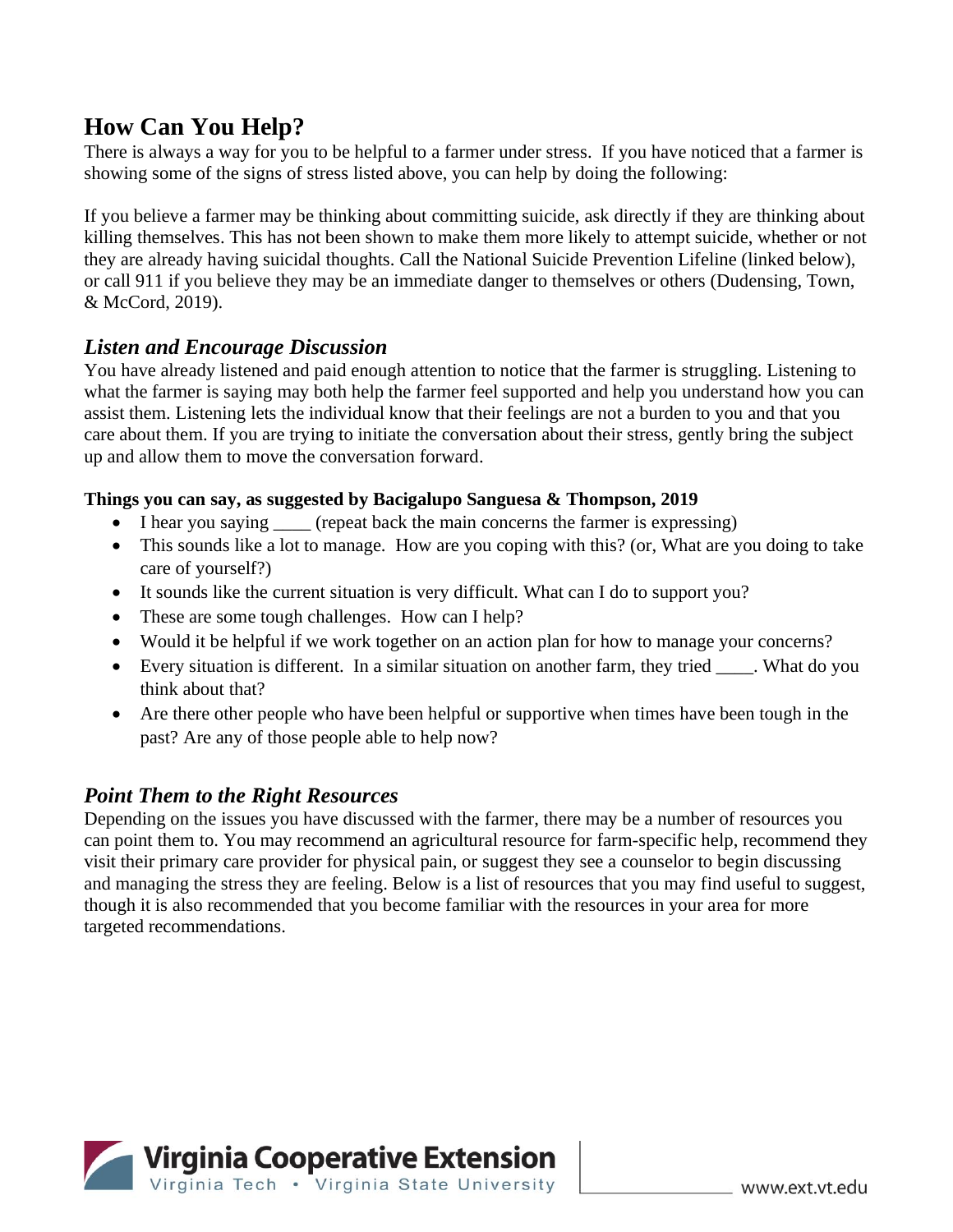## How Can You Help?

There is always a way for you to be helpful to a farmer under stress. If you have noticed that a farmer is showing some of the signs of stress listed above, you can help by doing the following:

If you believe a farmer may be thinking about committing suicide, ask directly if they are thinking about killing themselves. This has not been shown to make them more likely to attempt suicide, whether or not they are already having suicidal thoughts. Call the National Suicide Prevention Lifeline (linked below), or call 911 if you believe they may be an immediate danger to themselves or others (Dudensing, Town, & McCord, 2019).

### *Listen and Encourage Discussion*

You have already listened and paid enough attention to notice that the farmer is struggling. Listening to what the farmer is saying may both help the farmer feel supported and help you understand how you can assist them. Listening lets the individual know that their feelings are not a burden to you and that you care about them. If you are trying to initiate the conversation about their stress, gently bring the subject up and allow them to move the conversation forward.

**Things you can say, as suggested by Bacigalupo Sanguesa & Thompson, 2019**

- I hear you saying ____ (repeat back the main concerns the farmer is expressing)
- This sounds like a lot to manage. How are you coping with this? (or, What are you doing to take care of yourself?)
- It sounds like the current situation is very difficult. What can I do to support you?
- These are some tough challenges. How can I help?
- Would it be helpful if we work together on an action plan for how to manage your concerns?
- Every situation is different. In a similar situation on another farm, they tried ____. What do you think about that?
- Are there other people who have been helpful or supportive when times have been tough in the past? Are any of those people able to help now?

### *Point Them to the Right Resources*

Depending on the issues you have discussed with the farmer, there may be a number of resources you can point them to. You may recommend an agricultural resource for farm-specific help, recommend they visit their primary care provider for physical pain, or suggest they see a counselor to begin discussing and managing the stress they are feeling. Below is a list of resources that you may find useful to suggest, though it is also recommended that you become familiar with the resources in your area for more targeted recommendations.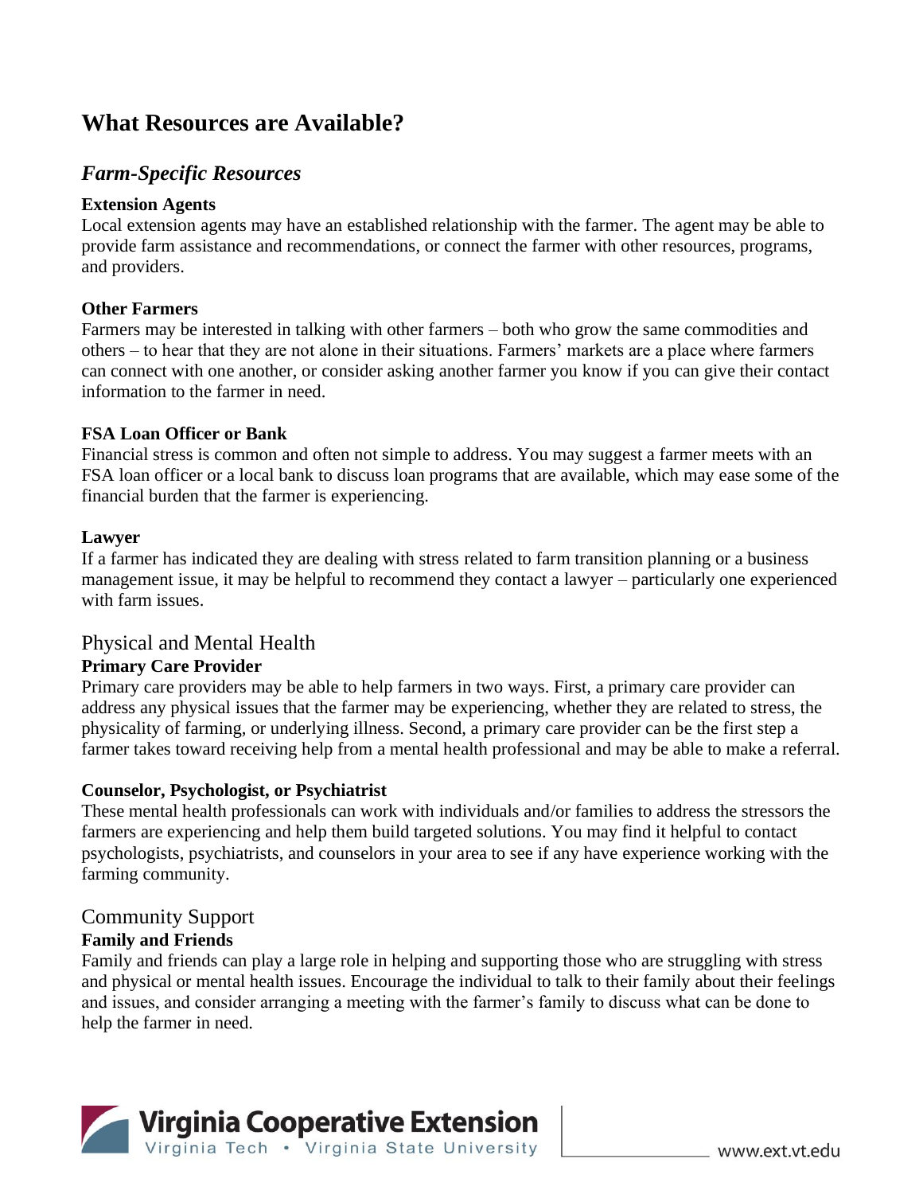## What Resources are Available?

### *Farm-Specific Resources*

**Extension Agents**

Local extension agents may have an established relationship with the farmer. The agent may be able to provide farm assistance and recommendations, or connect the farmer with other resources, programs, and providers.

**Other Farmers**

Farmers may be interested in talking with other farmers – both who grow the same commodities and others – to hear that they are not alone in their situations. Farmers' markets are a place where farmers can connect with one another, or consider asking another farmer you know if you can give their contact information to the farmer in need.

**FSA Loan Officer or Bank**

Financial stress is common and often not simple to address. You may suggest a farmer meets with an FSA loan officer or a local bank to discuss loan programs that are available, which may ease some of the financial burden that the farmer is experiencing.

**Lawyer**

If a farmer has indicated they are dealing with stress related to farm transition planning or a business management issue, it may be helpful to recommend they contact a lawyer – particularly one experienced with farm issues.

### Physical and Mental Health

**Primary Care Provider**

Primary care providers may be able to help farmers in two ways. First, a primary care provider can address any physical issues that the farmer may be experiencing, whether they are related to stress, the physicality of farming, or underlying illness. Second, a primary care provider can be the first step a farmer takes toward receiving help from a mental health professional and may be able to make a referral.

**Counselor, Psychologist, or Psychiatrist**

These mental health professionals can work with individuals and/or families to address the stressors the farmers are experiencing and help them build targeted solutions. You may find it helpful to contact psychologists, psychiatrists, and counselors in your area to see if any have experience working with the farming community.

### Community Support

**Family and Friends**

Family and friends can play a large role in helping and supporting those who are struggling with stress and physical or mental health issues. Encourage the individual to talk to their family about their feelings and issues, and consider arranging a meeting with the farmer's family to discuss what can be done to help the farmer in need.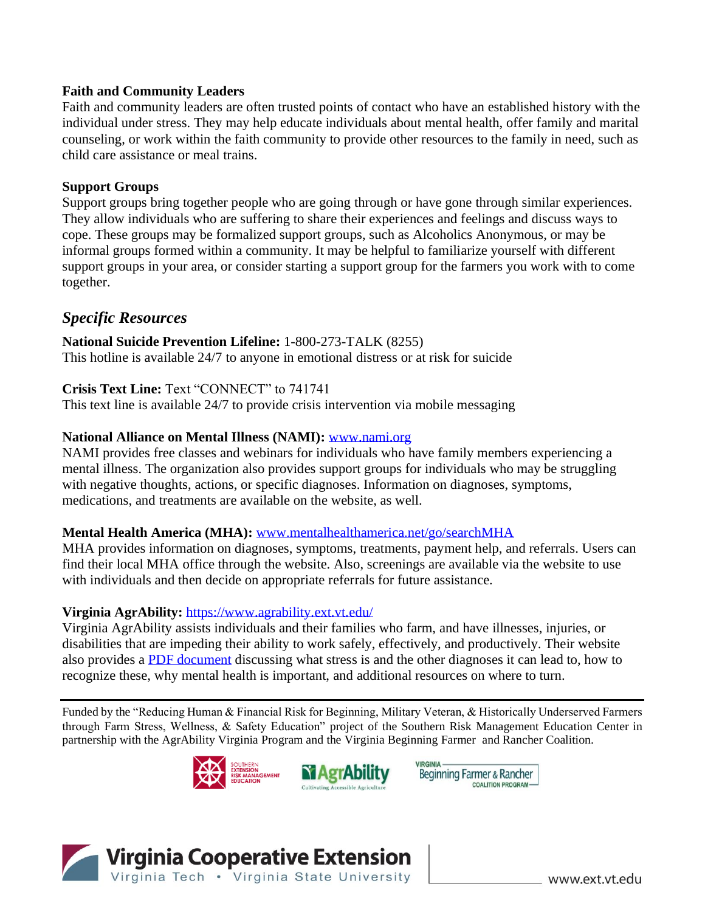**Faith and Community Leaders**

Faith and community leaders are often trusted points of contact who have an established history with the individual under stress. They may help educate individuals about mental health, offer family and marital counseling, or work within the faith community to provide other resources to the family in need, such as child care assistance or meal trains.

**Support Groups**

Support groups bring together people who are going through or have gone through similar experiences. They allow individuals who are suffering to share their experiences and feelings and discuss ways to cope. These groups may be formalized support groups, such as Alcoholics Anonymous, or may be informal groups formed within a community. It may be helpful to familiarize yourself with different support groups in your area, or consider starting a support group for the farmers you work with to come together.

## *Specific Resources*

**National Suicide Prevention Lifeline:** 1-800-273-TALK (8255)
This hotline is available 24/7 to anyone in emotional distress or at risk for suicide

**Crisis Text Line:** Text "CONNECT" to 741741
This text line is available 24/7 to provide crisis intervention via mobile messaging

**National Alliance on Mental Illness (NAMI):** [www.nami.org](http://www.nami.org)
NAMI provides free classes and webinars for individuals who have family members experiencing a mental illness. The organization also provides support groups for individuals who may be struggling with negative thoughts, actions, or specific diagnoses. Information on diagnoses, symptoms, medications, and treatments are available on the website, as well.

**Mental Health America (MHA):** [www.mentalhealthamerica.net/go/searchMHA](http://www.mentalhealthamerica.net/go/searchMHA)
MHA provides information on diagnoses, symptoms, treatments, payment help, and referrals. Users can find their local MHA office through the website. Also, screenings are available via the website to use with individuals and then decide on appropriate referrals for future assistance.

**Virginia AgrAbility:** [https://www.agrability.ext.vt.edu/](https://www.agrability.ext.vt.edu/)
Virginia AgrAbility assists individuals and their families who farm, and have illnesses, injuries, or disabilities that are impeding their ability to work safely, effectively, and productively. Their website also provides a PDF document discussing what stress is and the other diagnoses it can lead to, how to recognize these, why mental health is important, and additional resources on where to turn.

---

Funded by the "Reducing Human & Financial Risk for Beginning, Military Veteran, & Historically Underserved Farmers through Farm Stress, Wellness, & Safety Education" project of the Southern Risk Management Education Center in partnership with the AgrAbility Virginia Program and the Virginia Beginning Farmer and Rancher Coalition.

Southern Extension Risk Management Education

AgrAbility — Cultivating Accessible Agriculture

Virginia Beginning Farmer & Rancher Coalition Program

Virginia Cooperative Extension
Virginia Tech • Virginia State University

www.ext.vt.edu